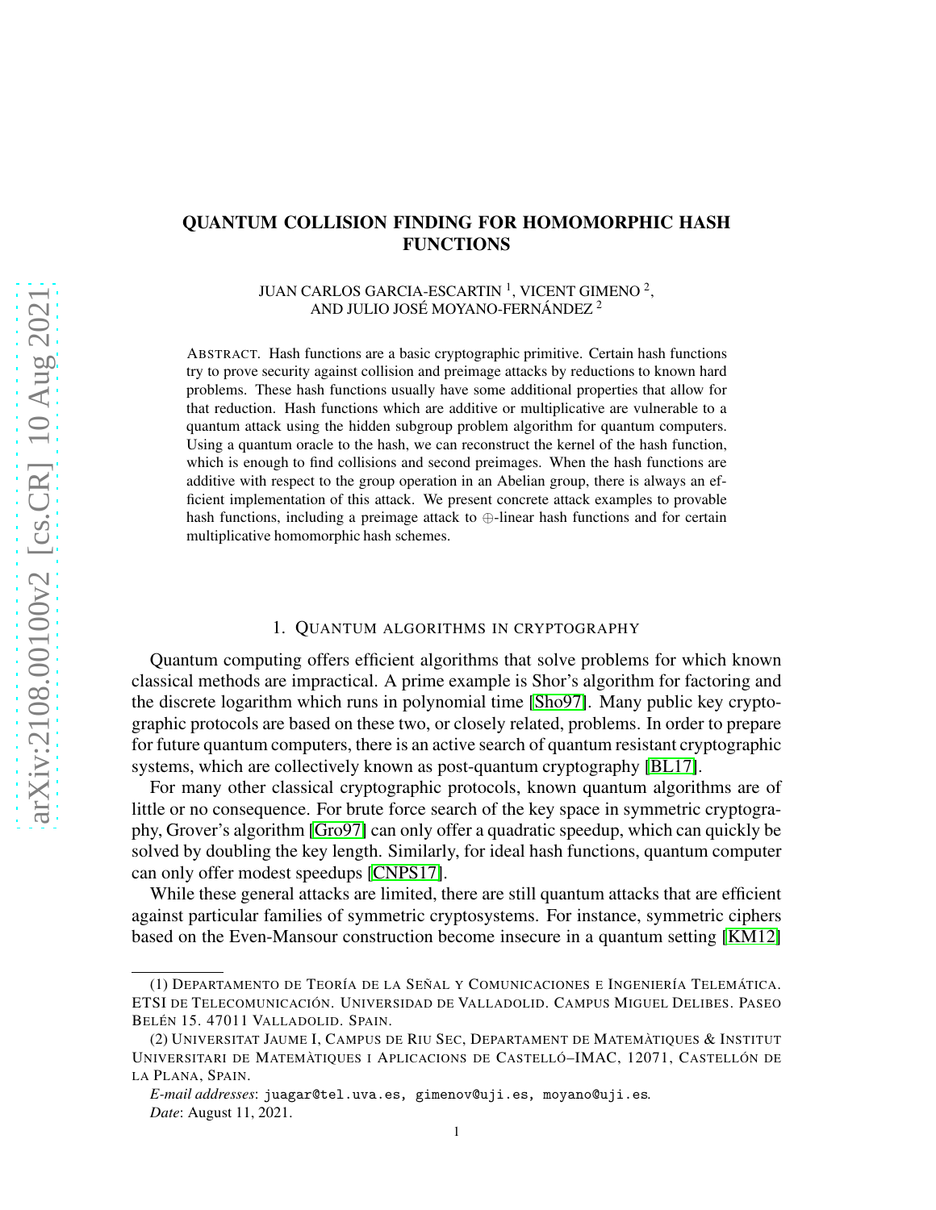# QUANTUM COLLISION FINDING FOR HOMOMORPHIC HASH FUNCTIONS

JUAN CARLOS GARCIA-ESCARTIN [1], VICENT GIMENO [2], AND JULIO JOSÉ MOYANO-FERNÁNDEZ [2]

ABSTRACT. Hash functions are a basic cryptographic primitive. Certain hash functions try to prove security against collision and preimage attacks by reductions to known hard problems. These hash functions usually have some additional properties that allow for that reduction. Hash functions which are additive or multiplicative are vulnerable to a quantum attack using the hidden subgroup problem algorithm for quantum computers. Using a quantum oracle to the hash, we can reconstruct the kernel of the hash function, which is enough to find collisions and second preimages. When the hash functions are additive with respect to the group operation in an Abelian group, there is always an efficient implementation of this attack. We present concrete attack examples to provable hash functions, including a preimage attack to $\oplus$-linear hash functions and for certain multiplicative homomorphic hash schemes.

## 1. QUANTUM ALGORITHMS IN CRYPTOGRAPHY

Quantum computing offers efficient algorithms that solve problems for which known classical methods are impractical. A prime example is Shor's algorithm for factoring and the discrete logarithm which runs in polynomial time [Sho97]. Many public key cryptographic protocols are based on these two, or closely related, problems. In order to prepare for future quantum computers, there is an active search of quantum resistant cryptographic systems, which are collectively known as post-quantum cryptography [BL17].

For many other classical cryptographic protocols, known quantum algorithms are of little or no consequence. For brute force search of the key space in symmetric cryptography, Grover's algorithm [Gro97] can only offer a quadratic speedup, which can quickly be solved by doubling the key length. Similarly, for ideal hash functions, quantum computer can only offer modest speedups [CNPS17].

While these general attacks are limited, there are still quantum attacks that are efficient against particular families of symmetric cryptosystems. For instance, symmetric ciphers based on the Even-Mansour construction become insecure in a quantum setting [KM12]

---

(1) DEPARTAMENTO DE TEORÍA DE LA SEÑAL Y COMUNICACIONES E INGENIERÍA TELEMÁTICA. ETSI DE TELECOMUNICACIÓN. UNIVERSIDAD DE VALLADOLID. CAMPUS MIGUEL DELIBES. PASEO BELÉN 15. 47011 VALLADOLID. SPAIN.

(2) UNIVERSITAT JAUME I, CAMPUS DE RIU SEC, DEPARTAMENT DE MATEMÀTIQUES & INSTITUT UNIVERSITARI DE MATEMÀTIQUES I APLICACIONS DE CASTELLÓ–IMAC, 12071, CASTELLÓN DE LA PLANA, SPAIN.

*E-mail addresses*: juagar@tel.uva.es, gimenov@uji.es, moyano@uji.es.

*Date*: August 11, 2021.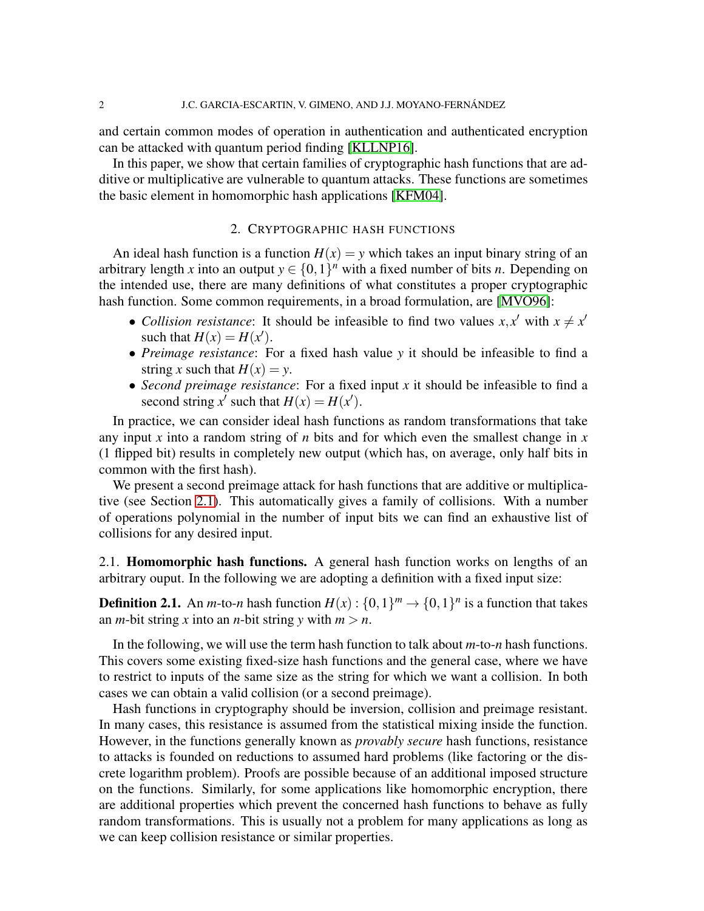and certain common modes of operation in authentication and authenticated encryption can be attacked with quantum period finding [KLLNP16].

In this paper, we show that certain families of cryptographic hash functions that are additive or multiplicative are vulnerable to quantum attacks. These functions are sometimes the basic element in homomorphic hash applications [KFM04].

## 2. Cryptographic hash functions

An ideal hash function is a function $H(x) = y$ which takes an input binary string of an arbitrary length $x$ into an output $y \in \{0,1\}^n$ with a fixed number of bits $n$. Depending on the intended use, there are many definitions of what constitutes a proper cryptographic hash function. Some common requirements, in a broad formulation, are [MVO96]:

- *Collision resistance*: It should be infeasible to find two values $x, x'$ with $x \neq x'$ such that $H(x) = H(x')$.
- *Preimage resistance*: For a fixed hash value $y$ it should be infeasible to find a string $x$ such that $H(x) = y$.
- *Second preimage resistance*: For a fixed input $x$ it should be infeasible to find a second string $x'$ such that $H(x) = H(x')$.

In practice, we can consider ideal hash functions as random transformations that take any input $x$ into a random string of $n$ bits and for which even the smallest change in $x$ (1 flipped bit) results in completely new output (which has, on average, only half bits in common with the first hash).

We present a second preimage attack for hash functions that are additive or multiplicative (see Section 2.1). This automatically gives a family of collisions. With a number of operations polynomial in the number of input bits we can find an exhaustive list of collisions for any desired input.

### 2.1. Homomorphic hash functions.

A general hash function works on lengths of an arbitrary ouput. In the following we are adopting a definition with a fixed input size:

**Definition 2.1.** An $m$-to-$n$ hash function $H(x) : \{0,1\}^m \rightarrow \{0,1\}^n$ is a function that takes an $m$-bit string $x$ into an $n$-bit string $y$ with $m > n$.

In the following, we will use the term hash function to talk about $m$-to-$n$ hash functions. This covers some existing fixed-size hash functions and the general case, where we have to restrict to inputs of the same size as the string for which we want a collision. In both cases we can obtain a valid collision (or a second preimage).

Hash functions in cryptography should be inversion, collision and preimage resistant. In many cases, this resistance is assumed from the statistical mixing inside the function. However, in the functions generally known as *provably secure* hash functions, resistance to attacks is founded on reductions to assumed hard problems (like factoring or the discrete logarithm problem). Proofs are possible because of an additional imposed structure on the functions. Similarly, for some applications like homomorphic encryption, there are additional properties which prevent the concerned hash functions to behave as fully random transformations. This is usually not a problem for many applications as long as we can keep collision resistance or similar properties.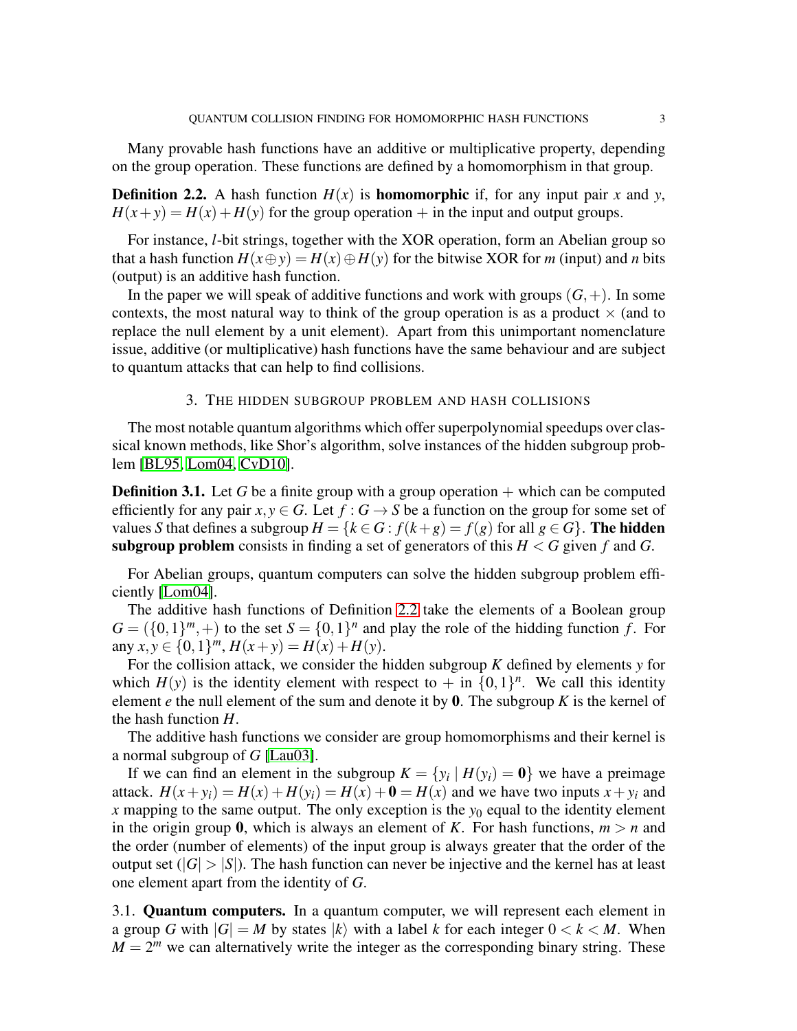Many provable hash functions have an additive or multiplicative property, depending on the group operation. These functions are defined by a homomorphism in that group.

**Definition 2.2.** A hash function $H(x)$ is **homomorphic** if, for any input pair $x$ and $y$, $H(x+y) = H(x) + H(y)$ for the group operation $+$ in the input and output groups.

For instance, $l$-bit strings, together with the XOR operation, form an Abelian group so that a hash function $H(x \oplus y) = H(x) \oplus H(y)$ for the bitwise XOR for $m$ (input) and $n$ bits (output) is an additive hash function.

In the paper we will speak of additive functions and work with groups $(G, +)$. In some contexts, the most natural way to think of the group operation is as a product $\times$ (and to replace the null element by a unit element). Apart from this unimportant nomenclature issue, additive (or multiplicative) hash functions have the same behaviour and are subject to quantum attacks that can help to find collisions.

## 3. The hidden subgroup problem and hash collisions

The most notable quantum algorithms which offer superpolynomial speedups over classical known methods, like Shor's algorithm, solve instances of the hidden subgroup problem [BL95, Lom04, CvD10].

**Definition 3.1.** Let $G$ be a finite group with a group operation $+$ which can be computed efficiently for any pair $x, y \in G$. Let $f : G \to S$ be a function on the group for some set of values $S$ that defines a subgroup $H = \{k \in G : f(k+g) = f(g) \text{ for all } g \in G\}$. **The hidden subgroup problem** consists in finding a set of generators of this $H < G$ given $f$ and $G$.

For Abelian groups, quantum computers can solve the hidden subgroup problem efficiently [Lom04].

The additive hash functions of Definition 2.2 take the elements of a Boolean group $G = (\{0,1\}^m, +)$ to the set $S = \{0,1\}^n$ and play the role of the hidding function $f$. For any $x, y \in \{0,1\}^m$, $H(x+y) = H(x) + H(y)$.

For the collision attack, we consider the hidden subgroup $K$ defined by elements $y$ for which $H(y)$ is the identity element with respect to $+$ in $\{0,1\}^n$. We call this identity element $e$ the null element of the sum and denote it by $\mathbf{0}$. The subgroup $K$ is the kernel of the hash function $H$.

The additive hash functions we consider are group homomorphisms and their kernel is a normal subgroup of $G$ [Lau03].

If we can find an element in the subgroup $K = \{y_i \mid H(y_i) = \mathbf{0}\}$ we have a preimage attack. $H(x+y_i) = H(x) + H(y_i) = H(x) + \mathbf{0} = H(x)$ and we have two inputs $x + y_i$ and $x$ mapping to the same output. The only exception is the $y_0$ equal to the identity element in the origin group $\mathbf{0}$, which is always an element of $K$. For hash functions, $m > n$ and the order (number of elements) of the input group is always greater that the order of the output set ($|G| > |S|$). The hash function can never be injective and the kernel has at least one element apart from the identity of $G$.

### 3.1. Quantum computers.

In a quantum computer, we will represent each element in a group $G$ with $|G| = M$ by states $|k\rangle$ with a label $k$ for each integer $0 < k < M$. When $M = 2^m$ we can alternatively write the integer as the corresponding binary string. These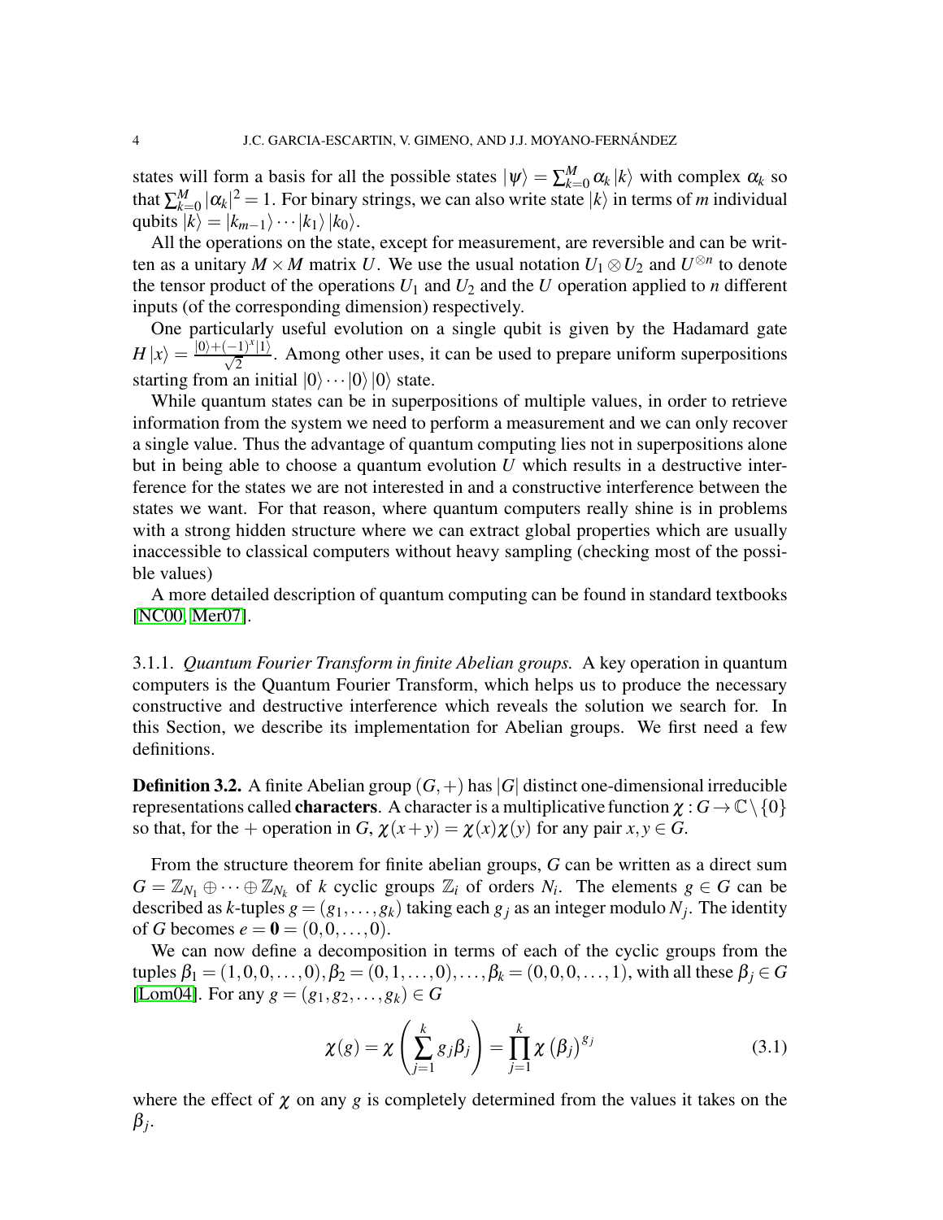states will form a basis for all the possible states $|\psi\rangle = \sum_{k=0}^{M} \alpha_k |k\rangle$ with complex $\alpha_k$ so that $\sum_{k=0}^{M} |\alpha_k|^2 = 1$. For binary strings, we can also write state $|k\rangle$ in terms of $m$ individual qubits $|k\rangle = |k_{m-1}\rangle \cdots |k_1\rangle |k_0\rangle$.

All the operations on the state, except for measurement, are reversible and can be written as a unitary $M \times M$ matrix $U$. We use the usual notation $U_1 \otimes U_2$ and $U^{\otimes n}$ to denote the tensor product of the operations $U_1$ and $U_2$ and the $U$ operation applied to $n$ different inputs (of the corresponding dimension) respectively.

One particularly useful evolution on a single qubit is given by the Hadamard gate $H|x\rangle = \frac{|0\rangle + (-1)^x |1\rangle}{\sqrt{2}}$. Among other uses, it can be used to prepare uniform superpositions starting from an initial $|0\rangle \cdots |0\rangle |0\rangle$ state.

While quantum states can be in superpositions of multiple values, in order to retrieve information from the system we need to perform a measurement and we can only recover a single value. Thus the advantage of quantum computing lies not in superpositions alone but in being able to choose a quantum evolution $U$ which results in a destructive interference for the states we are not interested in and a constructive interference between the states we want. For that reason, where quantum computers really shine is in problems with a strong hidden structure where we can extract global properties which are usually inaccessible to classical computers without heavy sampling (checking most of the possible values)

A more detailed description of quantum computing can be found in standard textbooks [NC00, Mer07].

3.1.1. *Quantum Fourier Transform in finite Abelian groups.* A key operation in quantum computers is the Quantum Fourier Transform, which helps us to produce the necessary constructive and destructive interference which reveals the solution we search for. In this Section, we describe its implementation for Abelian groups. We first need a few definitions.

**Definition 3.2.** A finite Abelian group $(G,+)$ has $|G|$ distinct one-dimensional irreducible representations called **characters**. A character is a multiplicative function $\chi : G \to \mathbb{C} \setminus \{0\}$ so that, for the $+$ operation in $G$, $\chi(x+y) = \chi(x)\chi(y)$ for any pair $x, y \in G$.

From the structure theorem for finite abelian groups, $G$ can be written as a direct sum $G = \mathbb{Z}_{N_1} \oplus \cdots \oplus \mathbb{Z}_{N_k}$ of $k$ cyclic groups $\mathbb{Z}_i$ of orders $N_i$. The elements $g \in G$ can be described as $k$-tuples $g = (g_1, \ldots, g_k)$ taking each $g_j$ as an integer modulo $N_j$. The identity of $G$ becomes $e = \mathbf{0} = (0, 0, \ldots, 0)$.

We can now define a decomposition in terms of each of the cyclic groups from the tuples $\beta_1 = (1, 0, 0, \ldots, 0), \beta_2 = (0, 1, \ldots, 0), \ldots, \beta_k = (0, 0, 0, \ldots, 1)$, with all these $\beta_j \in G$ [Lom04]. For any $g = (g_1, g_2, \ldots, g_k) \in G$

$$\chi(g) = \chi\left(\sum_{j=1}^{k} g_j \beta_j\right) = \prod_{j=1}^{k} \chi\left(\beta_j\right)^{g_j} \tag{3.1}$$

where the effect of $\chi$ on any $g$ is completely determined from the values it takes on the $\beta_j$.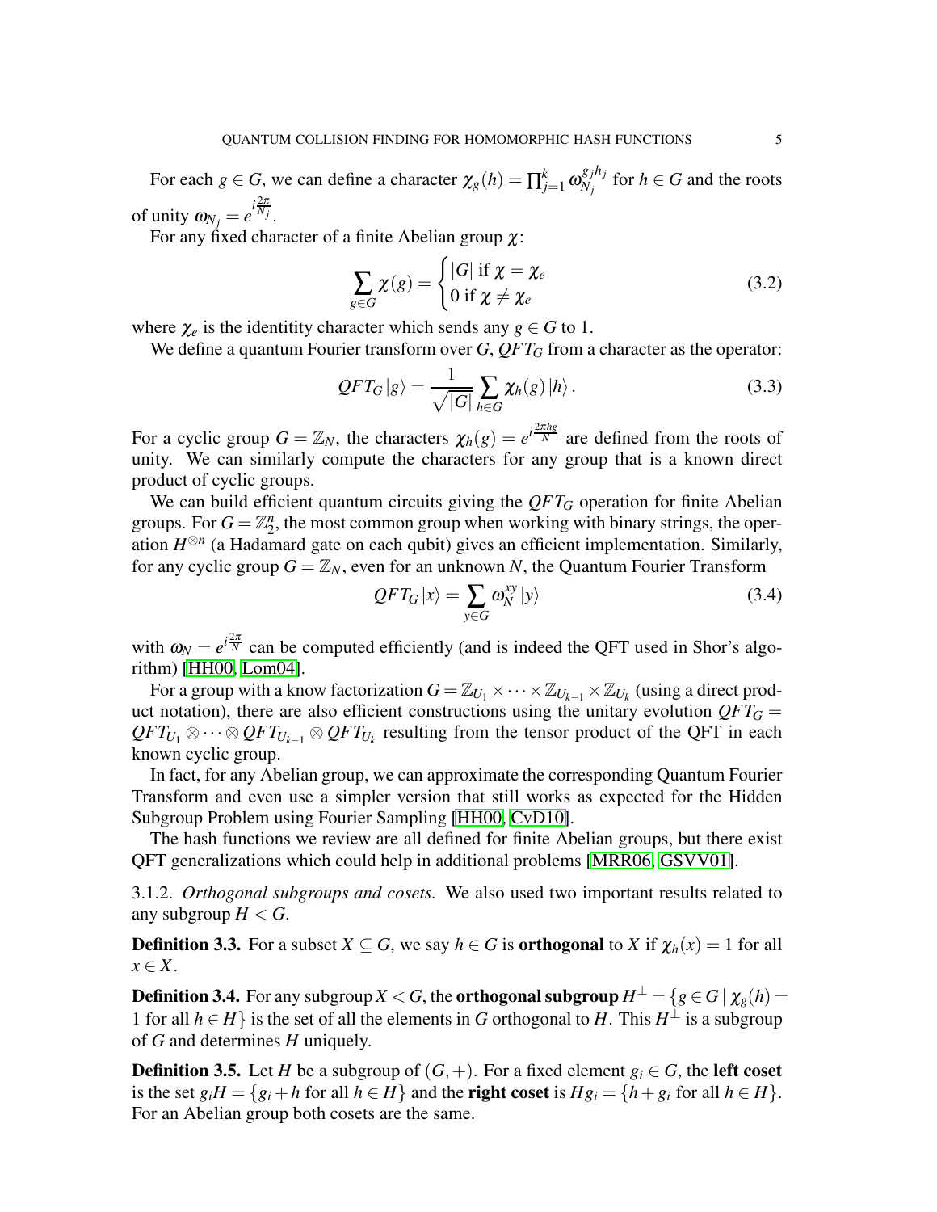For each $g \in G$, we can define a character $\chi_g(h) = \prod_{j=1}^{k} \omega_{N_j}^{g_j h_j}$ for $h \in G$ and the roots of unity $\omega_{N_j} = e^{i\frac{2\pi}{N_j}}$.

For any fixed character of a finite Abelian group $\chi$:

$$\sum_{g \in G} \chi(g) = \begin{cases} |G| \text{ if } \chi = \chi_e \\ 0 \text{ if } \chi \neq \chi_e \end{cases} \tag{3.2}$$

where $\chi_e$ is the identitity character which sends any $g \in G$ to 1.

We define a quantum Fourier transform over $G$, $QFT_G$ from a character as the operator:

$$QFT_G |g\rangle = \frac{1}{\sqrt{|G|}} \sum_{h \in G} \chi_h(g) |h\rangle . \tag{3.3}$$

For a cyclic group $G = \mathbb{Z}_N$, the characters $\chi_h(g) = e^{i\frac{2\pi hg}{N}}$ are defined from the roots of unity. We can similarly compute the characters for any group that is a known direct product of cyclic groups.

We can build efficient quantum circuits giving the $QFT_G$ operation for finite Abelian groups. For $G = \mathbb{Z}_2^n$, the most common group when working with binary strings, the operation $H^{\otimes n}$ (a Hadamard gate on each qubit) gives an efficient implementation. Similarly, for any cyclic group $G = \mathbb{Z}_N$, even for an unknown $N$, the Quantum Fourier Transform

$$QFT_G |x\rangle = \sum_{y \in G} \omega_N^{xy} |y\rangle \tag{3.4}$$

with $\omega_N = e^{i\frac{2\pi}{N}}$ can be computed efficiently (and is indeed the QFT used in Shor's algorithm) [HH00, Lom04].

For a group with a know factorization $G = \mathbb{Z}_{U_1} \times \cdots \times \mathbb{Z}_{U_{k-1}} \times \mathbb{Z}_{U_k}$ (using a direct product notation), there are also efficient constructions using the unitary evolution $QFT_G = QFT_{U_1} \otimes \cdots \otimes QFT_{U_{k-1}} \otimes QFT_{U_k}$ resulting from the tensor product of the QFT in each known cyclic group.

In fact, for any Abelian group, we can approximate the corresponding Quantum Fourier Transform and even use a simpler version that still works as expected for the Hidden Subgroup Problem using Fourier Sampling [HH00, CvD10].

The hash functions we review are all defined for finite Abelian groups, but there exist QFT generalizations which could help in additional problems [MRR06, GSVV01].

3.1.2. *Orthogonal subgroups and cosets.* We also used two important results related to any subgroup $H < G$.

**Definition 3.3.** For a subset $X \subseteq G$, we say $h \in G$ is **orthogonal** to $X$ if $\chi_h(x) = 1$ for all $x \in X$.

**Definition 3.4.** For any subgroup $X < G$, the **orthogonal subgroup** $H^\perp = \{g \in G \mid \chi_g(h) = 1 \text{ for all } h \in H\}$ is the set of all the elements in $G$ orthogonal to $H$. This $H^\perp$ is a subgroup of $G$ and determines $H$ uniquely.

**Definition 3.5.** Let $H$ be a subgroup of $(G, +)$. For a fixed element $g_i \in G$, the **left coset** is the set $g_i H = \{g_i + h \text{ for all } h \in H\}$ and the **right coset** is $H g_i = \{h + g_i \text{ for all } h \in H\}$. For an Abelian group both cosets are the same.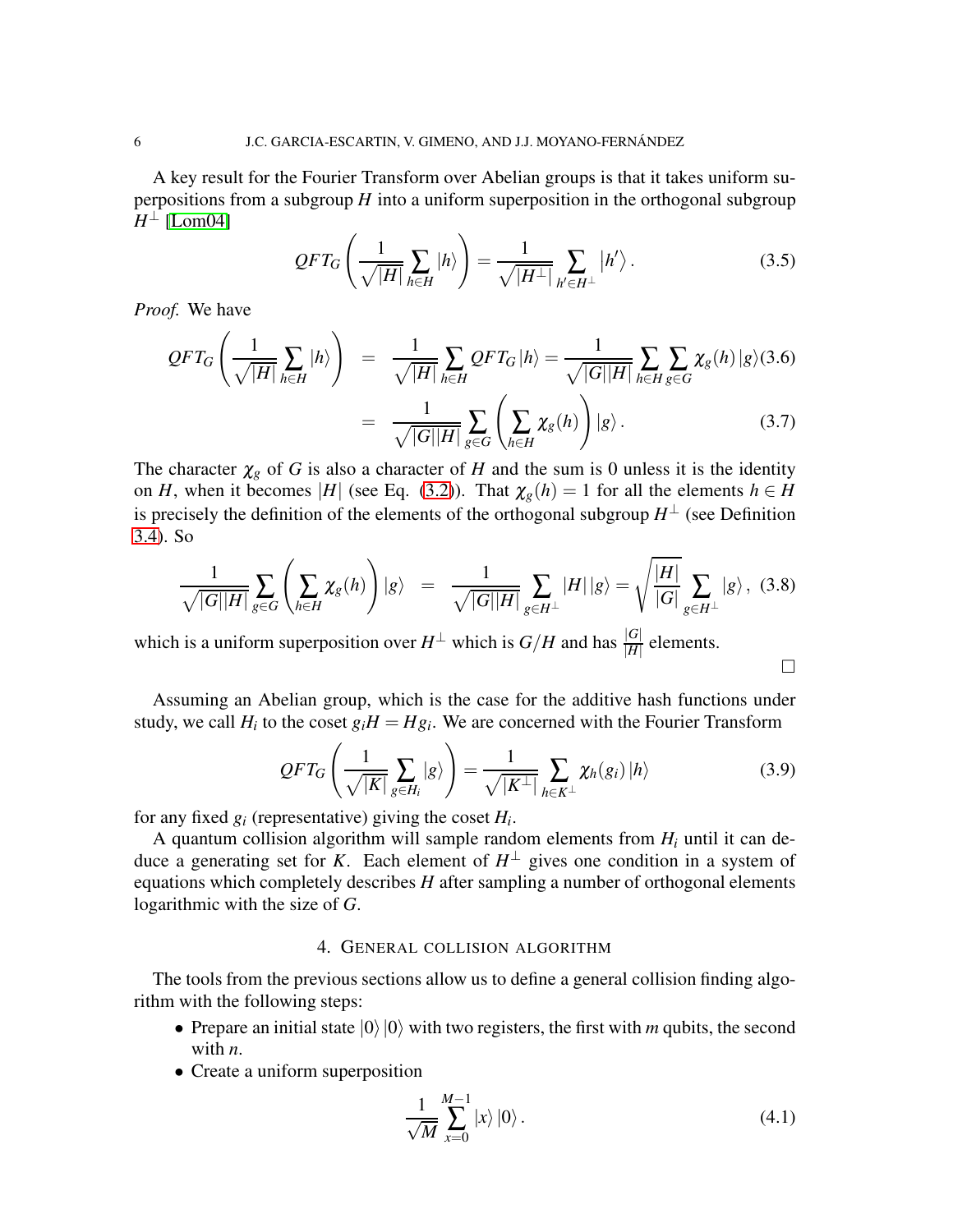A key result for the Fourier Transform over Abelian groups is that it takes uniform superpositions from a subgroup $H$ into a uniform superposition in the orthogonal subgroup $H^\perp$ [Lom04]

$$QFT_G\left(\frac{1}{\sqrt{|H|}}\sum_{h\in H}|h\rangle\right)=\frac{1}{\sqrt{|H^\perp|}}\sum_{h'\in H^\perp}|h'\rangle. \tag{3.5}$$

*Proof.* We have

$$QFT_G\left(\frac{1}{\sqrt{|H|}}\sum_{h\in H}|h\rangle\right) = \frac{1}{\sqrt{|H|}}\sum_{h\in H}QFT_G|h\rangle=\frac{1}{\sqrt{|G||H|}}\sum_{h\in H}\sum_{g\in G}\chi_g(h)|g\rangle \tag{3.6}$$

$$= \frac{1}{\sqrt{|G||H|}}\sum_{g\in G}\left(\sum_{h\in H}\chi_g(h)\right)|g\rangle. \tag{3.7}$$

The character $\chi_g$ of $G$ is also a character of $H$ and the sum is 0 unless it is the identity on $H$, when it becomes $|H|$ (see Eq. (3.2)). That $\chi_g(h)=1$ for all the elements $h\in H$ is precisely the definition of the elements of the orthogonal subgroup $H^\perp$ (see Definition 3.4). So

$$\frac{1}{\sqrt{|G||H|}}\sum_{g\in G}\left(\sum_{h\in H}\chi_g(h)\right)|g\rangle = \frac{1}{\sqrt{|G||H|}}\sum_{g\in H^\perp}|H|\,|g\rangle=\sqrt{\frac{|H|}{|G|}}\sum_{g\in H^\perp}|g\rangle, \tag{3.8}$$

which is a uniform superposition over $H^\perp$ which is $G/H$ and has $\frac{|G|}{|H|}$ elements.

□

Assuming an Abelian group, which is the case for the additive hash functions under study, we call $H_i$ to the coset $g_iH=Hg_i$. We are concerned with the Fourier Transform

$$QFT_G\left(\frac{1}{\sqrt{|K|}}\sum_{g\in H_i}|g\rangle\right)=\frac{1}{\sqrt{|K^\perp|}}\sum_{h\in K^\perp}\chi_h(g_i)|h\rangle \tag{3.9}$$

for any fixed $g_i$ (representative) giving the coset $H_i$.

A quantum collision algorithm will sample random elements from $H_i$ until it can deduce a generating set for $K$. Each element of $H^\perp$ gives one condition in a system of equations which completely describes $H$ after sampling a number of orthogonal elements logarithmic with the size of $G$.

## 4. General collision algorithm

The tools from the previous sections allow us to define a general collision finding algorithm with the following steps:

- Prepare an initial state $|0\rangle|0\rangle$ with two registers, the first with $m$ qubits, the second with $n$.
- Create a uniform superposition

$$\frac{1}{\sqrt{M}}\sum_{x=0}^{M-1}|x\rangle|0\rangle. \tag{4.1}$$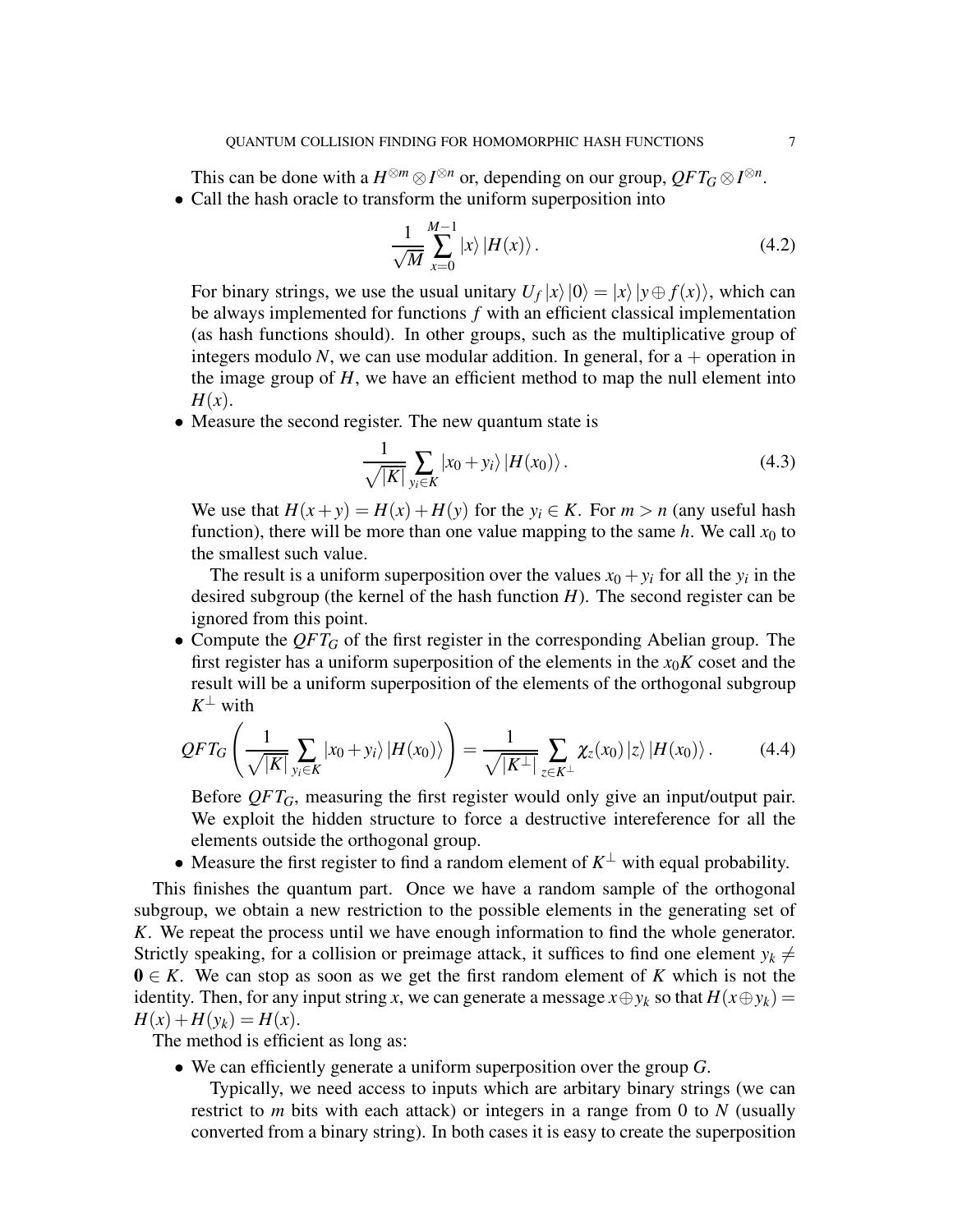This can be done with a $H^{\otimes m} \otimes I^{\otimes n}$ or, depending on our group, $QFT_G \otimes I^{\otimes n}$.

- Call the hash oracle to transform the uniform superposition into

$$\frac{1}{\sqrt{M}} \sum_{x=0}^{M-1} |x\rangle |H(x)\rangle . \tag{4.2}$$

For binary strings, we use the usual unitary $U_f |x\rangle |0\rangle = |x\rangle |y \oplus f(x)\rangle$, which can be always implemented for functions $f$ with an efficient classical implementation (as hash functions should). In other groups, such as the multiplicative group of integers modulo $N$, we can use modular addition. In general, for a $+$ operation in the image group of $H$, we have an efficient method to map the null element into $H(x)$.

- Measure the second register. The new quantum state is

$$\frac{1}{\sqrt{|K|}} \sum_{y_i \in K} |x_0 + y_i\rangle |H(x_0)\rangle . \tag{4.3}$$

We use that $H(x+y) = H(x) + H(y)$ for the $y_i \in K$. For $m > n$ (any useful hash function), there will be more than one value mapping to the same $h$. We call $x_0$ to the smallest such value.

The result is a uniform superposition over the values $x_0 + y_i$ for all the $y_i$ in the desired subgroup (the kernel of the hash function $H$). The second register can be ignored from this point.

- Compute the $QFT_G$ of the first register in the corresponding Abelian group. The first register has a uniform superposition of the elements in the $x_0K$ coset and the result will be a uniform superposition of the elements of the orthogonal subgroup $K^\perp$ with

$$QFT_G \left( \frac{1}{\sqrt{|K|}} \sum_{y_i \in K} |x_0 + y_i\rangle |H(x_0)\rangle \right) = \frac{1}{\sqrt{|K^\perp|}} \sum_{z \in K^\perp} \chi_z(x_0) |z\rangle |H(x_0)\rangle . \tag{4.4}$$

Before $QFT_G$, measuring the first register would only give an input/output pair. We exploit the hidden structure to force a destructive intereference for all the elements outside the orthogonal group.

- Measure the first register to find a random element of $K^\perp$ with equal probability.

This finishes the quantum part. Once we have a random sample of the orthogonal subgroup, we obtain a new restriction to the possible elements in the generating set of $K$. We repeat the process until we have enough information to find the whole generator. Strictly speaking, for a collision or preimage attack, it suffices to find one element $y_k \neq \mathbf{0} \in K$. We can stop as soon as we get the first random element of $K$ which is not the identity. Then, for any input string $x$, we can generate a message $x \oplus y_k$ so that $H(x \oplus y_k) = H(x) + H(y_k) = H(x)$.

The method is efficient as long as:

- We can efficiently generate a uniform superposition over the group $G$.

  Typically, we need access to inputs which are arbitary binary strings (we can restrict to $m$ bits with each attack) or integers in a range from 0 to $N$ (usually converted from a binary string). In both cases it is easy to create the superposition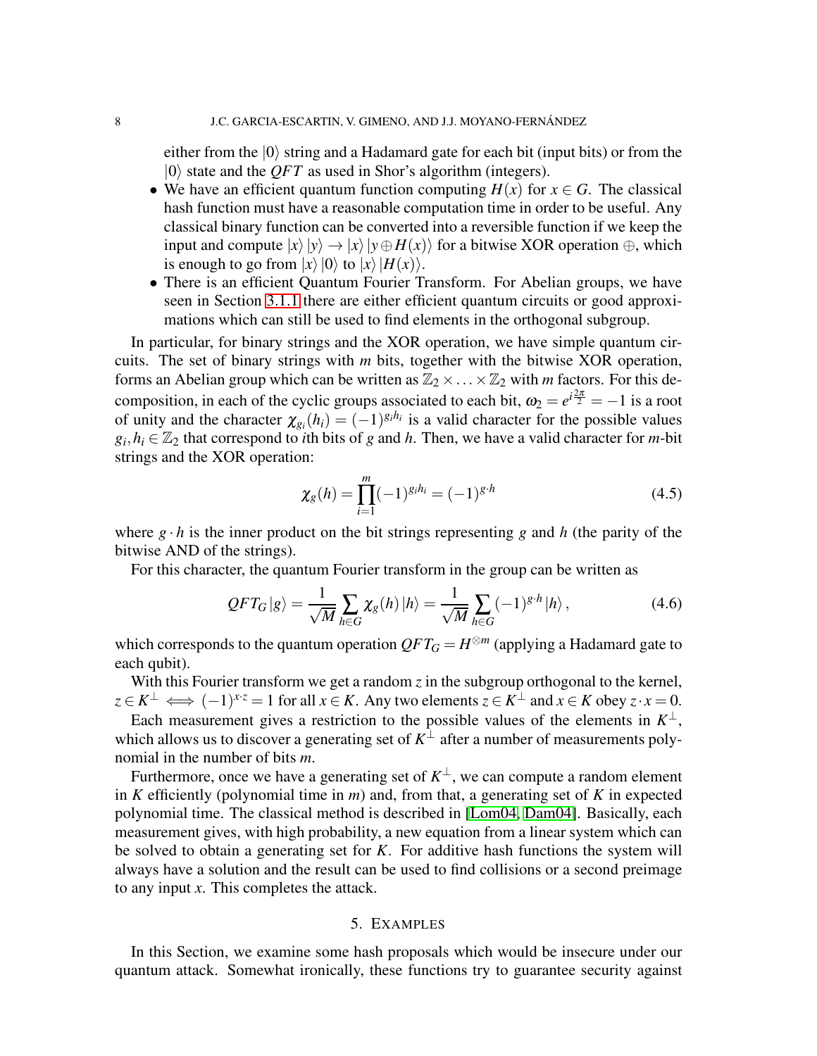either from the $|0\rangle$ string and a Hadamard gate for each bit (input bits) or from the $|0\rangle$ state and the $QFT$ as used in Shor's algorithm (integers).

- We have an efficient quantum function computing $H(x)$ for $x \in G$. The classical hash function must have a reasonable computation time in order to be useful. Any classical binary function can be converted into a reversible function if we keep the input and compute $|x\rangle|y\rangle \rightarrow |x\rangle|y \oplus H(x)\rangle$ for a bitwise XOR operation $\oplus$, which is enough to go from $|x\rangle|0\rangle$ to $|x\rangle|H(x)\rangle$.
- There is an efficient Quantum Fourier Transform. For Abelian groups, we have seen in Section 3.1.1 there are either efficient quantum circuits or good approximations which can still be used to find elements in the orthogonal subgroup.

In particular, for binary strings and the XOR operation, we have simple quantum circuits. The set of binary strings with $m$ bits, together with the bitwise XOR operation, forms an Abelian group which can be written as $\mathbb{Z}_2 \times \ldots \times \mathbb{Z}_2$ with $m$ factors. For this decomposition, in each of the cyclic groups associated to each bit, $\omega_2 = e^{i\frac{2\pi}{2}} = -1$ is a root of unity and the character $\chi_{g_i}(h_i) = (-1)^{g_i h_i}$ is a valid character for the possible values $g_i, h_i \in \mathbb{Z}_2$ that correspond to $i$th bits of $g$ and $h$. Then, we have a valid character for $m$-bit strings and the XOR operation:

$$\chi_g(h) = \prod_{i=1}^{m} (-1)^{g_i h_i} = (-1)^{g \cdot h} \tag{4.5}$$

where $g \cdot h$ is the inner product on the bit strings representing $g$ and $h$ (the parity of the bitwise AND of the strings).

For this character, the quantum Fourier transform in the group can be written as

$$QFT_G |g\rangle = \frac{1}{\sqrt{M}} \sum_{h \in G} \chi_g(h) |h\rangle = \frac{1}{\sqrt{M}} \sum_{h \in G} (-1)^{g \cdot h} |h\rangle, \tag{4.6}$$

which corresponds to the quantum operation $QFT_G = H^{\otimes m}$ (applying a Hadamard gate to each qubit).

With this Fourier transform we get a random $z$ in the subgroup orthogonal to the kernel, $z \in K^{\perp} \iff (-1)^{x \cdot z} = 1$ for all $x \in K$. Any two elements $z \in K^{\perp}$ and $x \in K$ obey $z \cdot x = 0$.

Each measurement gives a restriction to the possible values of the elements in $K^{\perp}$, which allows us to discover a generating set of $K^{\perp}$ after a number of measurements polynomial in the number of bits $m$.

Furthermore, once we have a generating set of $K^{\perp}$, we can compute a random element in $K$ efficiently (polynomial time in $m$) and, from that, a generating set of $K$ in expected polynomial time. The classical method is described in [Lom04, Dam04]. Basically, each measurement gives, with high probability, a new equation from a linear system which can be solved to obtain a generating set for $K$. For additive hash functions the system will always have a solution and the result can be used to find collisions or a second preimage to any input $x$. This completes the attack.

## 5. Examples

In this Section, we examine some hash proposals which would be insecure under our quantum attack. Somewhat ironically, these functions try to guarantee security against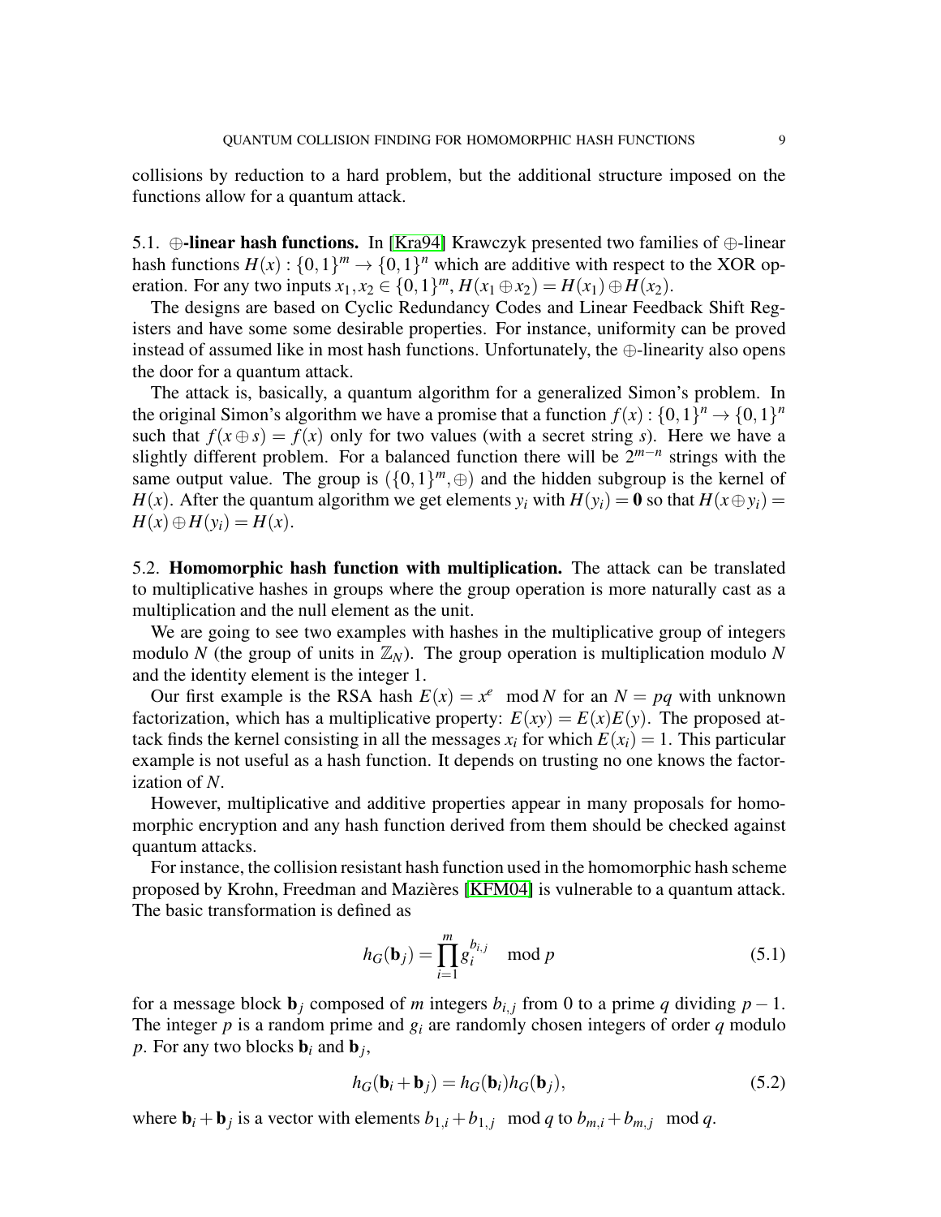collisions by reduction to a hard problem, but the additional structure imposed on the functions allow for a quantum attack.

### 5.1. $\oplus$-linear hash functions.

In [Kra94] Krawczyk presented two families of $\oplus$-linear hash functions $H(x) : \{0,1\}^m \to \{0,1\}^n$ which are additive with respect to the XOR operation. For any two inputs $x_1, x_2 \in \{0,1\}^m$, $H(x_1 \oplus x_2) = H(x_1) \oplus H(x_2)$.

The designs are based on Cyclic Redundancy Codes and Linear Feedback Shift Registers and have some some desirable properties. For instance, uniformity can be proved instead of assumed like in most hash functions. Unfortunately, the $\oplus$-linearity also opens the door for a quantum attack.

The attack is, basically, a quantum algorithm for a generalized Simon's problem. In the original Simon's algorithm we have a promise that a function $f(x) : \{0,1\}^n \to \{0,1\}^n$ such that $f(x \oplus s) = f(x)$ only for two values (with a secret string $s$). Here we have a slightly different problem. For a balanced function there will be $2^{m-n}$ strings with the same output value. The group is $(\{0,1\}^m, \oplus)$ and the hidden subgroup is the kernel of $H(x)$. After the quantum algorithm we get elements $y_i$ with $H(y_i) = \mathbf{0}$ so that $H(x \oplus y_i) = H(x) \oplus H(y_i) = H(x)$.

### 5.2. Homomorphic hash function with multiplication.

The attack can be translated to multiplicative hashes in groups where the group operation is more naturally cast as a multiplication and the null element as the unit.

We are going to see two examples with hashes in the multiplicative group of integers modulo $N$ (the group of units in $\mathbb{Z}_N$). The group operation is multiplication modulo $N$ and the identity element is the integer 1.

Our first example is the RSA hash $E(x) = x^e \mod N$ for an $N = pq$ with unknown factorization, which has a multiplicative property: $E(xy) = E(x)E(y)$. The proposed attack finds the kernel consisting in all the messages $x_i$ for which $E(x_i) = 1$. This particular example is not useful as a hash function. It depends on trusting no one knows the factorization of $N$.

However, multiplicative and additive properties appear in many proposals for homomorphic encryption and any hash function derived from them should be checked against quantum attacks.

For instance, the collision resistant hash function used in the homomorphic hash scheme proposed by Krohn, Freedman and Mazières [KFM04] is vulnerable to a quantum attack. The basic transformation is defined as

$$h_G(\mathbf{b}_j) = \prod_{i=1}^{m} g_i^{b_{i,j}} \mod p \tag{5.1}$$

for a message block $\mathbf{b}_j$ composed of $m$ integers $b_{i,j}$ from 0 to a prime $q$ dividing $p-1$. The integer $p$ is a random prime and $g_i$ are randomly chosen integers of order $q$ modulo $p$. For any two blocks $\mathbf{b}_i$ and $\mathbf{b}_j$,

$$h_G(\mathbf{b}_i + \mathbf{b}_j) = h_G(\mathbf{b}_i) h_G(\mathbf{b}_j), \tag{5.2}$$

where $\mathbf{b}_i + \mathbf{b}_j$ is a vector with elements $b_{1,i} + b_{1,j} \mod q$ to $b_{m,i} + b_{m,j} \mod q$.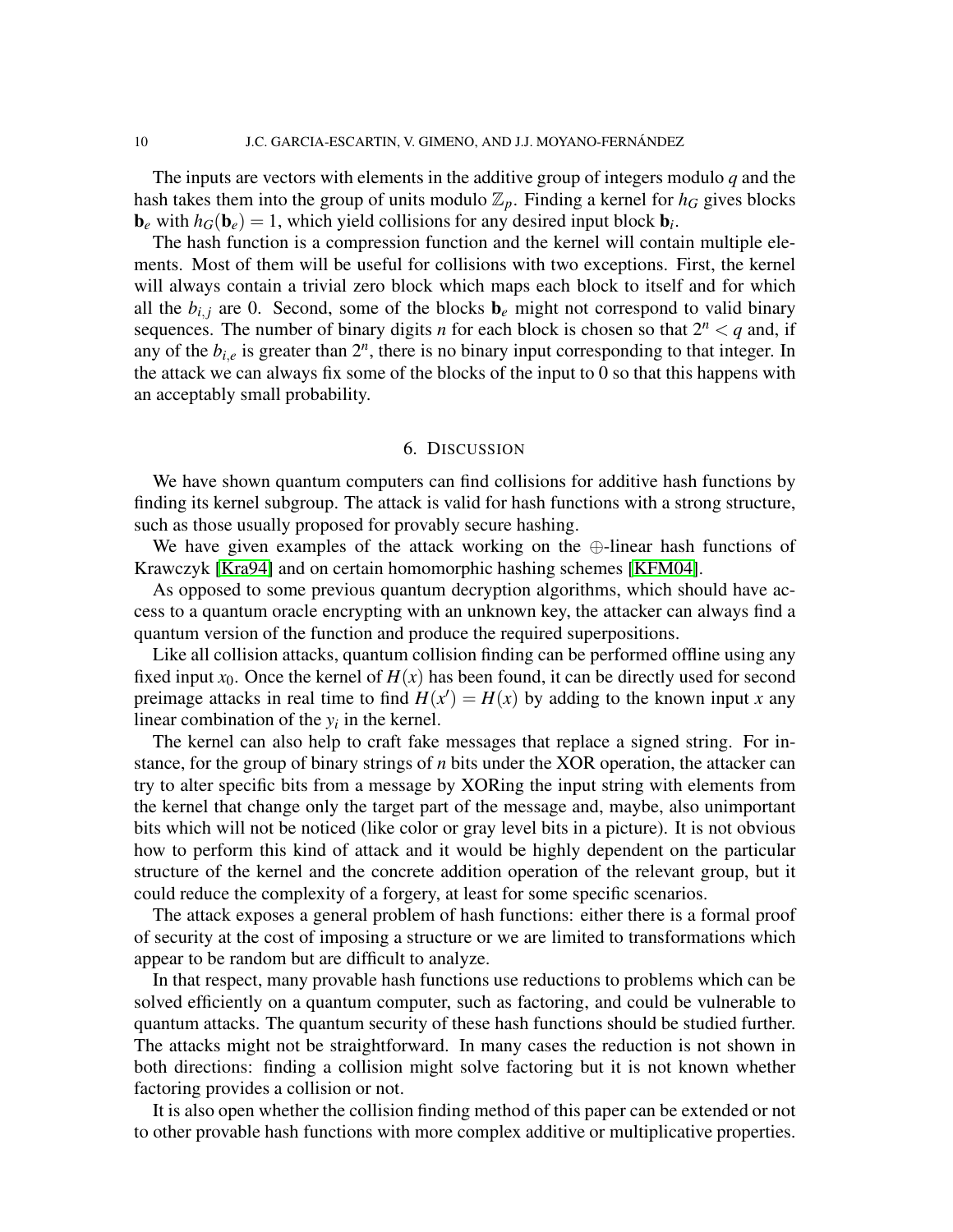The inputs are vectors with elements in the additive group of integers modulo $q$ and the hash takes them into the group of units modulo $\mathbb{Z}_p$. Finding a kernel for $h_G$ gives blocks $\mathbf{b}_e$ with $h_G(\mathbf{b}_e) = 1$, which yield collisions for any desired input block $\mathbf{b}_i$.

The hash function is a compression function and the kernel will contain multiple elements. Most of them will be useful for collisions with two exceptions. First, the kernel will always contain a trivial zero block which maps each block to itself and for which all the $b_{i,j}$ are 0. Second, some of the blocks $\mathbf{b}_e$ might not correspond to valid binary sequences. The number of binary digits $n$ for each block is chosen so that $2^n < q$ and, if any of the $b_{i,e}$ is greater than $2^n$, there is no binary input corresponding to that integer. In the attack we can always fix some of the blocks of the input to 0 so that this happens with an acceptably small probability.

## 6. Discussion

We have shown quantum computers can find collisions for additive hash functions by finding its kernel subgroup. The attack is valid for hash functions with a strong structure, such as those usually proposed for provably secure hashing.

We have given examples of the attack working on the $\oplus$-linear hash functions of Krawczyk [Kra94] and on certain homomorphic hashing schemes [KFM04].

As opposed to some previous quantum decryption algorithms, which should have access to a quantum oracle encrypting with an unknown key, the attacker can always find a quantum version of the function and produce the required superpositions.

Like all collision attacks, quantum collision finding can be performed offline using any fixed input $x_0$. Once the kernel of $H(x)$ has been found, it can be directly used for second preimage attacks in real time to find $H(x') = H(x)$ by adding to the known input $x$ any linear combination of the $y_i$ in the kernel.

The kernel can also help to craft fake messages that replace a signed string. For instance, for the group of binary strings of $n$ bits under the XOR operation, the attacker can try to alter specific bits from a message by XORing the input string with elements from the kernel that change only the target part of the message and, maybe, also unimportant bits which will not be noticed (like color or gray level bits in a picture). It is not obvious how to perform this kind of attack and it would be highly dependent on the particular structure of the kernel and the concrete addition operation of the relevant group, but it could reduce the complexity of a forgery, at least for some specific scenarios.

The attack exposes a general problem of hash functions: either there is a formal proof of security at the cost of imposing a structure or we are limited to transformations which appear to be random but are difficult to analyze.

In that respect, many provable hash functions use reductions to problems which can be solved efficiently on a quantum computer, such as factoring, and could be vulnerable to quantum attacks. The quantum security of these hash functions should be studied further. The attacks might not be straightforward. In many cases the reduction is not shown in both directions: finding a collision might solve factoring but it is not known whether factoring provides a collision or not.

It is also open whether the collision finding method of this paper can be extended or not to other provable hash functions with more complex additive or multiplicative properties.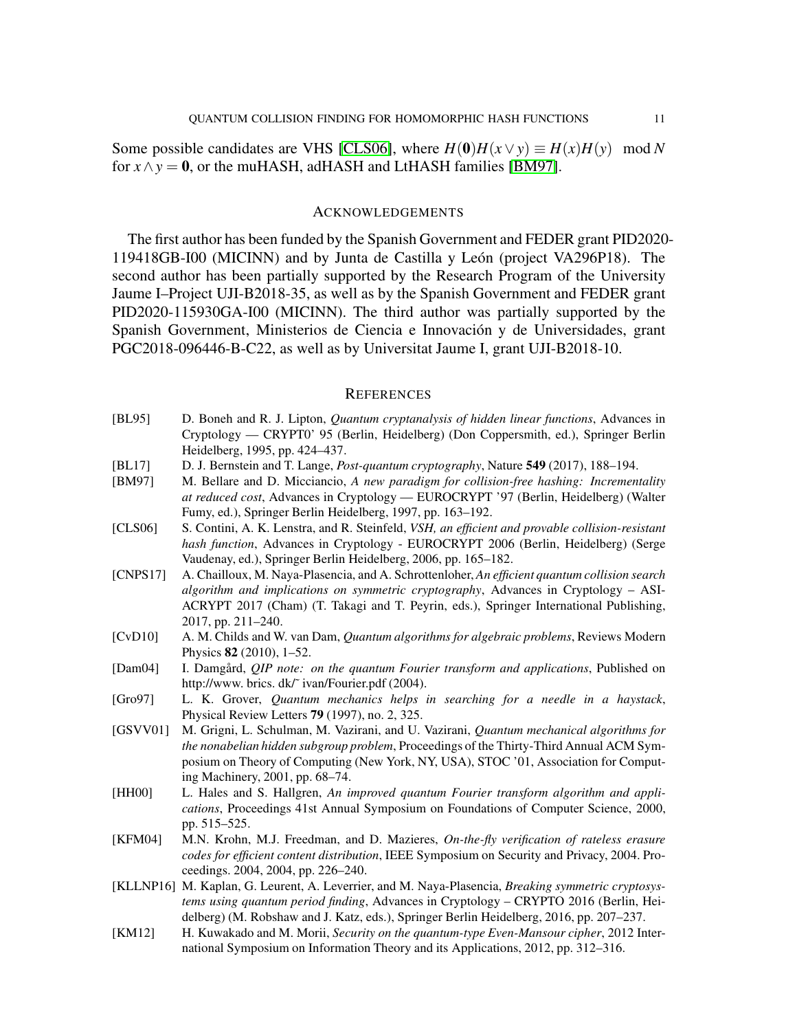Some possible candidates are VHS [CLS06], where $H(\mathbf{0})H(x \vee y) \equiv H(x)H(y) \mod N$ for $x \wedge y = \mathbf{0}$, or the muHASH, adHASH and LtHASH families [BM97].

## Acknowledgements

The first author has been funded by the Spanish Government and FEDER grant PID2020-119418GB-I00 (MICINN) and by Junta de Castilla y León (project VA296P18). The second author has been partially supported by the Research Program of the University Jaume I–Project UJI-B2018-35, as well as by the Spanish Government and FEDER grant PID2020-115930GA-I00 (MICINN). The third author was partially supported by the Spanish Government, Ministerios de Ciencia e Innovación y de Universidades, grant PGC2018-096446-B-C22, as well as by Universitat Jaume I, grant UJI-B2018-10.

## References

- [BL95] D. Boneh and R. J. Lipton, *Quantum cryptanalysis of hidden linear functions*, Advances in Cryptology — CRYPT0' 95 (Berlin, Heidelberg) (Don Coppersmith, ed.), Springer Berlin Heidelberg, 1995, pp. 424–437.
- [BL17] D. J. Bernstein and T. Lange, *Post-quantum cryptography*, Nature **549** (2017), 188–194.
- [BM97] M. Bellare and D. Micciancio, *A new paradigm for collision-free hashing: Incrementality at reduced cost*, Advances in Cryptology — EUROCRYPT '97 (Berlin, Heidelberg) (Walter Fumy, ed.), Springer Berlin Heidelberg, 1997, pp. 163–192.
- [CLS06] S. Contini, A. K. Lenstra, and R. Steinfeld, *VSH, an efficient and provable collision-resistant hash function*, Advances in Cryptology - EUROCRYPT 2006 (Berlin, Heidelberg) (Serge Vaudenay, ed.), Springer Berlin Heidelberg, 2006, pp. 165–182.
- [CNPS17] A. Chailloux, M. Naya-Plasencia, and A. Schrottenloher, *An efficient quantum collision search algorithm and implications on symmetric cryptography*, Advances in Cryptology – ASIACRYPT 2017 (Cham) (T. Takagi and T. Peyrin, eds.), Springer International Publishing, 2017, pp. 211–240.
- [CvD10] A. M. Childs and W. van Dam, *Quantum algorithms for algebraic problems*, Reviews Modern Physics **82** (2010), 1–52.
- [Dam04] I. Damgård, *QIP note: on the quantum Fourier transform and applications*, Published on http://www. brics. dk/˜ ivan/Fourier.pdf (2004).
- [Gro97] L. K. Grover, *Quantum mechanics helps in searching for a needle in a haystack*, Physical Review Letters **79** (1997), no. 2, 325.
- [GSVV01] M. Grigni, L. Schulman, M. Vazirani, and U. Vazirani, *Quantum mechanical algorithms for the nonabelian hidden subgroup problem*, Proceedings of the Thirty-Third Annual ACM Symposium on Theory of Computing (New York, NY, USA), STOC '01, Association for Computing Machinery, 2001, pp. 68–74.
- [HH00] L. Hales and S. Hallgren, *An improved quantum Fourier transform algorithm and applications*, Proceedings 41st Annual Symposium on Foundations of Computer Science, 2000, pp. 515–525.
- [KFM04] M.N. Krohn, M.J. Freedman, and D. Mazieres, *On-the-fly verification of rateless erasure codes for efficient content distribution*, IEEE Symposium on Security and Privacy, 2004. Proceedings. 2004, 2004, pp. 226–240.
- [KLLNP16] M. Kaplan, G. Leurent, A. Leverrier, and M. Naya-Plasencia, *Breaking symmetric cryptosystems using quantum period finding*, Advances in Cryptology – CRYPTO 2016 (Berlin, Heidelberg) (M. Robshaw and J. Katz, eds.), Springer Berlin Heidelberg, 2016, pp. 207–237.
- [KM12] H. Kuwakado and M. Morii, *Security on the quantum-type Even-Mansour cipher*, 2012 International Symposium on Information Theory and its Applications, 2012, pp. 312–316.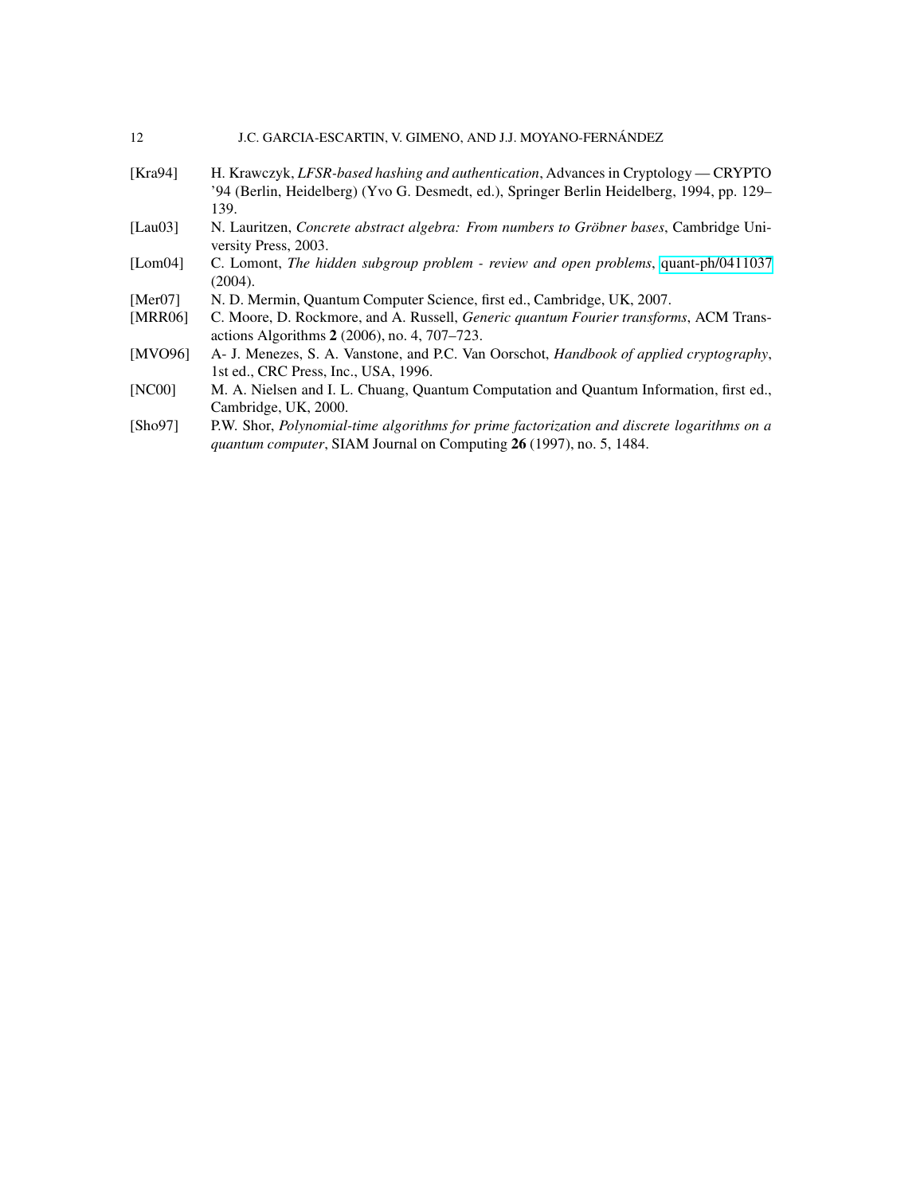[Kra94] H. Krawczyk, *LFSR-based hashing and authentication*, Advances in Cryptology — CRYPTO '94 (Berlin, Heidelberg) (Yvo G. Desmedt, ed.), Springer Berlin Heidelberg, 1994, pp. 129–139.

[Lau03] N. Lauritzen, *Concrete abstract algebra: From numbers to Gröbner bases*, Cambridge University Press, 2003.

[Lom04] C. Lomont, *The hidden subgroup problem - review and open problems*, quant-ph/0411037 (2004).

[Mer07] N. D. Mermin, Quantum Computer Science, first ed., Cambridge, UK, 2007.

[MRR06] C. Moore, D. Rockmore, and A. Russell, *Generic quantum Fourier transforms*, ACM Transactions Algorithms **2** (2006), no. 4, 707–723.

[MVO96] A- J. Menezes, S. A. Vanstone, and P.C. Van Oorschot, *Handbook of applied cryptography*, 1st ed., CRC Press, Inc., USA, 1996.

[NC00] M. A. Nielsen and I. L. Chuang, Quantum Computation and Quantum Information, first ed., Cambridge, UK, 2000.

[Sho97] P.W. Shor, *Polynomial-time algorithms for prime factorization and discrete logarithms on a quantum computer*, SIAM Journal on Computing **26** (1997), no. 5, 1484.